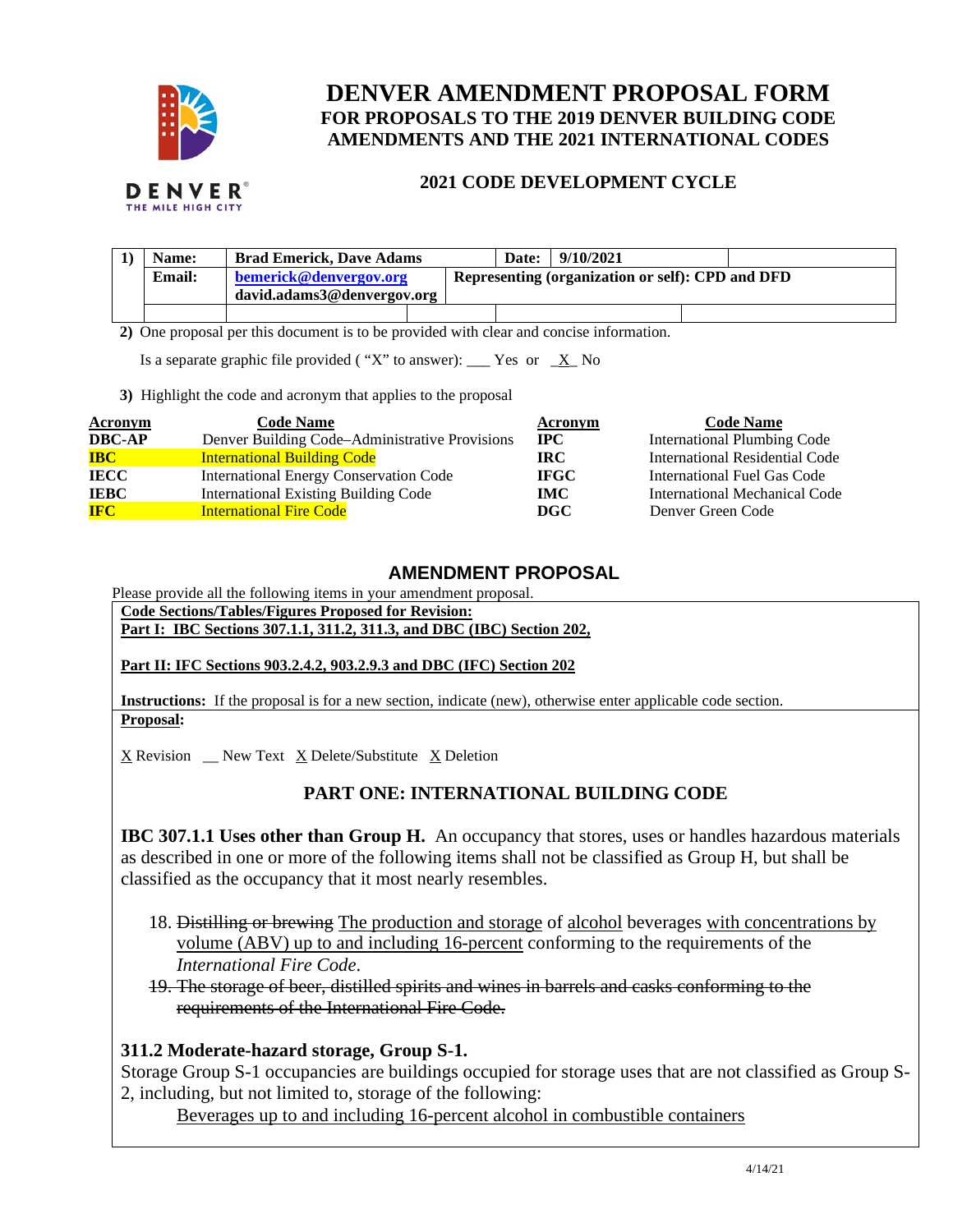# DENVER AMENDMENT PROPOSAL FORM

## FOR PROPOSALS TO THE 2019 DENVER BUILDING CODE AMENDMENTS AND THE 2021 INTERNATIONAL CODES

### 2021 CODE DEVELOPMENT CYCLE

| 1) | Name: | Brad Emerick, Dave Adams | Date: | 9/10/2021 |
|---|---|---|---|---|
| | Email: | bemerick@denvergov.org<br>david.adams3@denvergov.org | Representing (organization or self): CPD and DFD | |

**2)** One proposal per this document is to be provided with clear and concise information.

Is a separate graphic file provided ( "X" to answer): ___ Yes or _X_ No

**3)** Highlight the code and acronym that applies to the proposal

| Acronym | Code Name | Acronym | Code Name |
|---|---|---|---|
| DBC-AP | Denver Building Code–Administrative Provisions | IPC | International Plumbing Code |
| **IBC** | **International Building Code** | IRC | International Residential Code |
| IECC | International Energy Conservation Code | IFGC | International Fuel Gas Code |
| IEBC | International Existing Building Code | IMC | International Mechanical Code |
| **IFC** | **International Fire Code** | DGC | Denver Green Code |

## AMENDMENT PROPOSAL

Please provide all the following items in your amendment proposal.

**Code Sections/Tables/Figures Proposed for Revision:**

**Part I: IBC Sections 307.1.1, 311.2, 311.3, and DBC (IBC) Section 202,**

**Part II: IFC Sections 903.2.4.2, 903.2.9.3 and DBC (IFC) Section 202**

**Instructions:** If the proposal is for a new section, indicate (new), otherwise enter applicable code section.

**Proposal:**

X Revision __ New Text X Delete/Substitute X Deletion

### PART ONE: INTERNATIONAL BUILDING CODE

**IBC 307.1.1 Uses other than Group H.** An occupancy that stores, uses or handles hazardous materials as described in one or more of the following items shall not be classified as Group H, but shall be classified as the occupancy that it most nearly resembles.

18. ~~Distilling or brewing~~ The production and storage of alcohol beverages with concentrations by volume (ABV) up to and including 16-percent conforming to the requirements of the *International Fire Code*.
19. ~~The storage of beer, distilled spirits and wines in barrels and casks conforming to the requirements of the International Fire Code.~~

**311.2 Moderate-hazard storage, Group S-1.**

Storage Group S-1 occupancies are buildings occupied for storage uses that are not classified as Group S-2, including, but not limited to, storage of the following:

Beverages up to and including 16-percent alcohol in combustible containers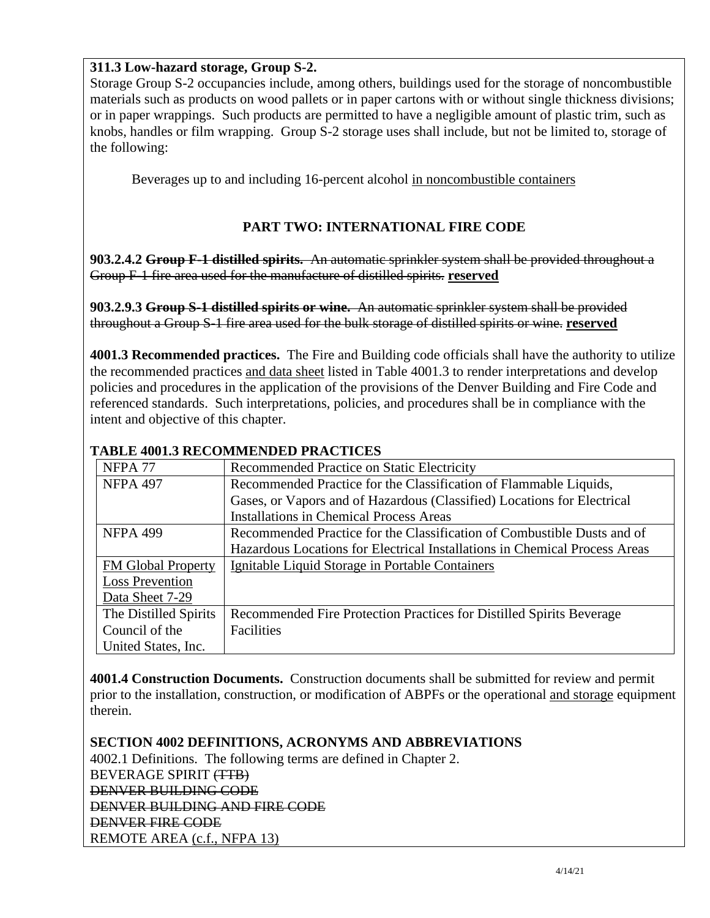**311.3 Low-hazard storage, Group S-2.**
Storage Group S-2 occupancies include, among others, buildings used for the storage of noncombustible materials such as products on wood pallets or in paper cartons with or without single thickness divisions; or in paper wrappings. Such products are permitted to have a negligible amount of plastic trim, such as knobs, handles or film wrapping. Group S-2 storage uses shall include, but not be limited to, storage of the following:

Beverages up to and including 16-percent alcohol <u>in noncombustible containers</u>

## PART TWO: INTERNATIONAL FIRE CODE

**903.2.4.2** ~~**Group F-1 distilled spirits.** An automatic sprinkler system shall be provided throughout a Group F-1 fire area used for the manufacture of distilled spirits.~~ **<u>reserved</u>**

**903.2.9.3** ~~**Group S-1 distilled spirits or wine.** An automatic sprinkler system shall be provided throughout a Group S-1 fire area used for the bulk storage of distilled spirits or wine.~~ **<u>reserved</u>**

**4001.3 Recommended practices.** The Fire and Building code officials shall have the authority to utilize the recommended practices <u>and data sheet</u> listed in Table 4001.3 to render interpretations and develop policies and procedures in the application of the provisions of the Denver Building and Fire Code and referenced standards. Such interpretations, policies, and procedures shall be in compliance with the intent and objective of this chapter.

**TABLE 4001.3 RECOMMENDED PRACTICES**

| | |
|---|---|
| NFPA 77 | Recommended Practice on Static Electricity |
| NFPA 497 | Recommended Practice for the Classification of Flammable Liquids, Gases, or Vapors and of Hazardous (Classified) Locations for Electrical Installations in Chemical Process Areas |
| NFPA 499 | Recommended Practice for the Classification of Combustible Dusts and of Hazardous Locations for Electrical Installations in Chemical Process Areas |
| <u>FM Global Property Loss Prevention Data Sheet 7-29</u> | <u>Ignitable Liquid Storage in Portable Containers</u> |
| The Distilled Spirits Council of the United States, Inc. | Recommended Fire Protection Practices for Distilled Spirits Beverage Facilities |

**4001.4 Construction Documents.** Construction documents shall be submitted for review and permit prior to the installation, construction, or modification of ABPFs or the operational <u>and storage</u> equipment therein.

**SECTION 4002 DEFINITIONS, ACRONYMS AND ABBREVIATIONS**
4002.1 Definitions. The following terms are defined in Chapter 2.
BEVERAGE SPIRIT ~~(TTB)~~
~~DENVER BUILDING CODE~~
~~DENVER BUILDING AND FIRE CODE~~
~~DENVER FIRE CODE~~
REMOTE AREA <u>(c.f., NFPA 13)</u>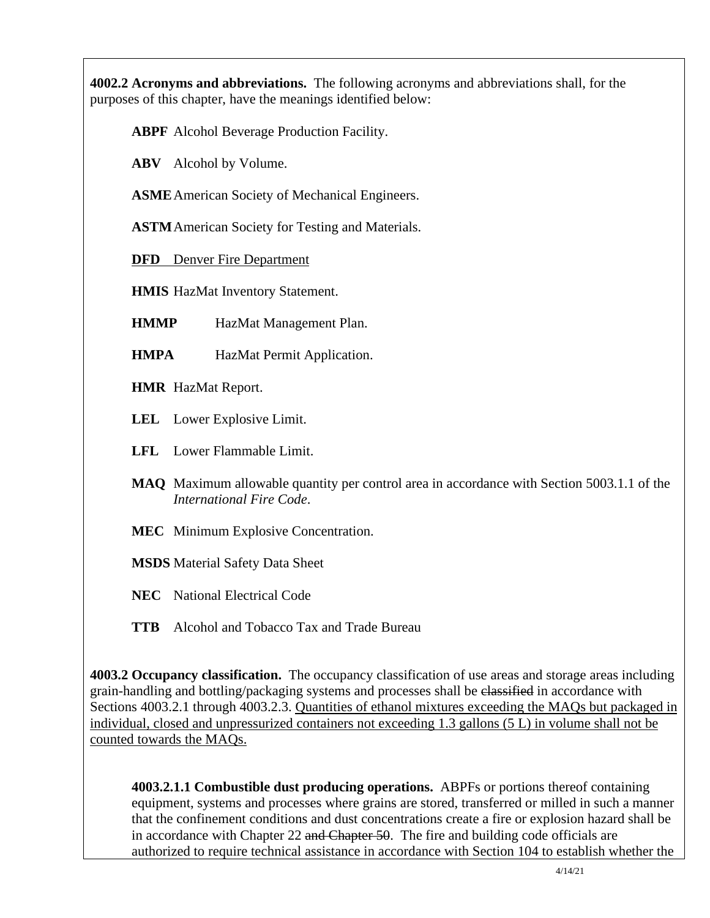**4002.2 Acronyms and abbreviations.** The following acronyms and abbreviations shall, for the purposes of this chapter, have the meanings identified below:

**ABPF** Alcohol Beverage Production Facility.

**ABV** Alcohol by Volume.

**ASME** American Society of Mechanical Engineers.

**ASTM** American Society for Testing and Materials.

<u>**DFD** Denver Fire Department</u>

**HMIS** HazMat Inventory Statement.

**HMMP** HazMat Management Plan.

**HMPA** HazMat Permit Application.

**HMR** HazMat Report.

**LEL** Lower Explosive Limit.

**LFL** Lower Flammable Limit.

**MAQ** Maximum allowable quantity per control area in accordance with Section 5003.1.1 of the *International Fire Code*.

**MEC** Minimum Explosive Concentration.

**MSDS** Material Safety Data Sheet

**NEC** National Electrical Code

**TTB** Alcohol and Tobacco Tax and Trade Bureau

**4003.2 Occupancy classification.** The occupancy classification of use areas and storage areas including grain-handling and bottling/packaging systems and processes shall be ~~classified~~ in accordance with Sections 4003.2.1 through 4003.2.3. <u>Quantities of ethanol mixtures exceeding the MAQs but packaged in individual, closed and unpressurized containers not exceeding 1.3 gallons (5 L) in volume shall not be counted towards the MAQs.</u>

**4003.2.1.1 Combustible dust producing operations.** ABPFs or portions thereof containing equipment, systems and processes where grains are stored, transferred or milled in such a manner that the confinement conditions and dust concentrations create a fire or explosion hazard shall be in accordance with Chapter 22 ~~and Chapter 50~~. The fire and building code officials are authorized to require technical assistance in accordance with Section 104 to establish whether the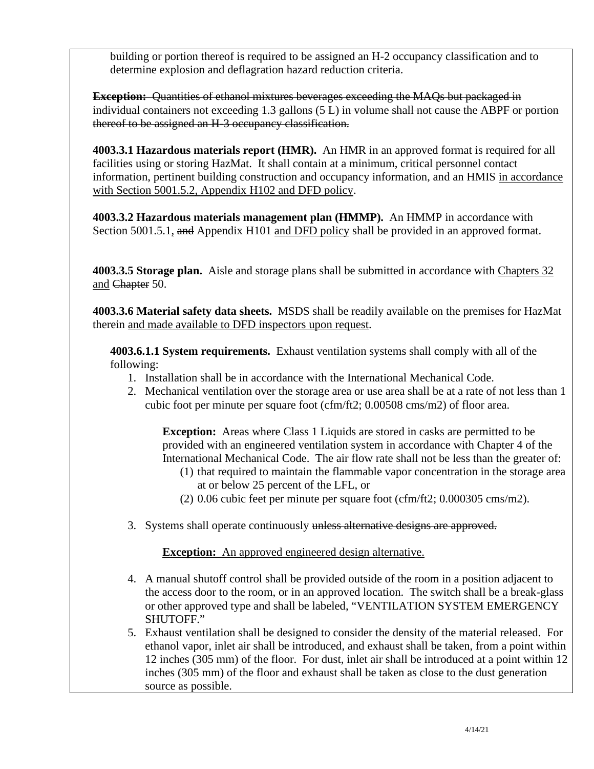building or portion thereof is required to be assigned an H-2 occupancy classification and to determine explosion and deflagration hazard reduction criteria.

~~**Exception:** Quantities of ethanol mixtures beverages exceeding the MAQs but packaged in individual containers not exceeding 1.3 gallons (5 L) in volume shall not cause the ABPF or portion thereof to be assigned an H-3 occupancy classification.~~

**4003.3.1 Hazardous materials report (HMR).** An HMR in an approved format is required for all facilities using or storing HazMat. It shall contain at a minimum, critical personnel contact information, pertinent building construction and occupancy information, and an HMIS <u>in accordance with Section 5001.5.2, Appendix H102 and DFD policy</u>.

**4003.3.2 Hazardous materials management plan (HMMP).** An HMMP in accordance with Section 5001.5.1<u>,</u> ~~and~~ Appendix H101 <u>and DFD policy</u> shall be provided in an approved format.

**4003.3.5 Storage plan.** Aisle and storage plans shall be submitted in accordance with <u>Chapters 32 and</u> ~~Chapter~~ 50.

**4003.3.6 Material safety data sheets.** MSDS shall be readily available on the premises for HazMat therein <u>and made available to DFD inspectors upon request</u>.

**4003.6.1.1 System requirements.** Exhaust ventilation systems shall comply with all of the following:

1. Installation shall be in accordance with the International Mechanical Code.
2. Mechanical ventilation over the storage area or use area shall be at a rate of not less than 1 cubic foot per minute per square foot (cfm/ft2; 0.00508 cms/m2) of floor area.

   **Exception:** Areas where Class 1 Liquids are stored in casks are permitted to be provided with an engineered ventilation system in accordance with Chapter 4 of the International Mechanical Code. The air flow rate shall not be less than the greater of:
   (1) that required to maintain the flammable vapor concentration in the storage area at or below 25 percent of the LFL, or
   (2) 0.06 cubic feet per minute per square foot (cfm/ft2; 0.000305 cms/m2).

3. Systems shall operate continuously ~~unless alternative designs are approved.~~

   <u>**Exception:** An approved engineered design alternative.</u>

4. A manual shutoff control shall be provided outside of the room in a position adjacent to the access door to the room, or in an approved location. The switch shall be a break-glass or other approved type and shall be labeled, "VENTILATION SYSTEM EMERGENCY SHUTOFF."
5. Exhaust ventilation shall be designed to consider the density of the material released. For ethanol vapor, inlet air shall be introduced, and exhaust shall be taken, from a point within 12 inches (305 mm) of the floor. For dust, inlet air shall be introduced at a point within 12 inches (305 mm) of the floor and exhaust shall be taken as close to the dust generation source as possible.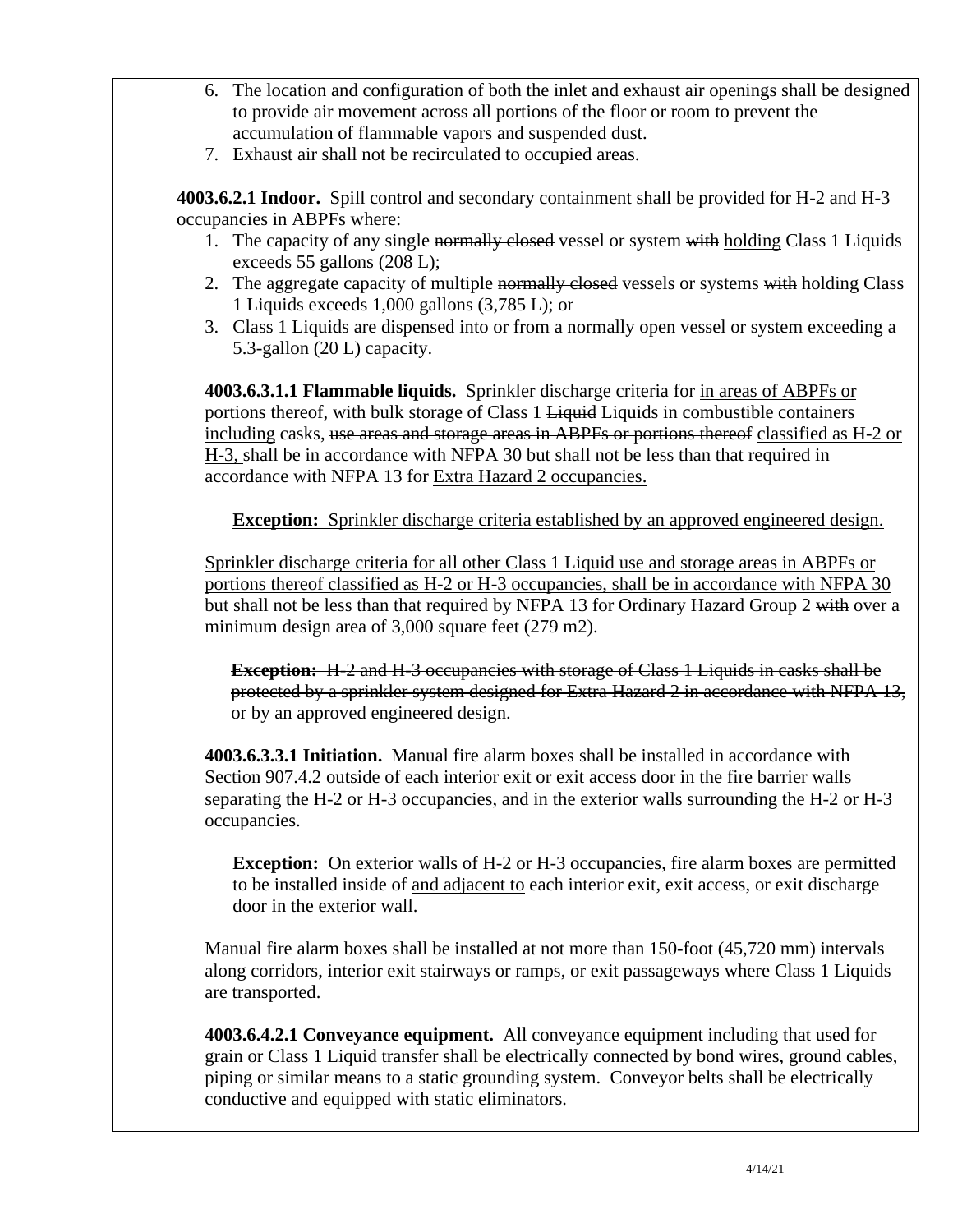6. The location and configuration of both the inlet and exhaust air openings shall be designed to provide air movement across all portions of the floor or room to prevent the accumulation of flammable vapors and suspended dust.
7. Exhaust air shall not be recirculated to occupied areas.

**4003.6.2.1 Indoor.** Spill control and secondary containment shall be provided for H-2 and H-3 occupancies in ABPFs where:

1. The capacity of any single ~~normally closed~~ vessel or system ~~with~~ <u>holding</u> Class 1 Liquids exceeds 55 gallons (208 L);
2. The aggregate capacity of multiple ~~normally closed~~ vessels or systems ~~with~~ <u>holding</u> Class 1 Liquids exceeds 1,000 gallons (3,785 L); or
3. Class 1 Liquids are dispensed into or from a normally open vessel or system exceeding a 5.3-gallon (20 L) capacity.

**4003.6.3.1.1 Flammable liquids.** Sprinkler discharge criteria ~~for~~ <u>in areas of ABPFs or portions thereof, with bulk storage of</u> Class 1 ~~Liquid~~ <u>Liquids in combustible containers including</u> casks, ~~use areas and storage areas in ABPFs or portions thereof~~ <u>classified as H-2 or H-3,</u> shall be in accordance with NFPA 30 but shall not be less than that required in accordance with NFPA 13 for <u>Extra Hazard 2 occupancies.</u>

> <u>**Exception:** Sprinkler discharge criteria established by an approved engineered design.</u>

<u>Sprinkler discharge criteria for all other Class 1 Liquid use and storage areas in ABPFs or portions thereof classified as H-2 or H-3 occupancies, shall be in accordance with NFPA 30 but shall not be less than that required by NFPA 13 for</u> Ordinary Hazard Group 2 ~~with~~ <u>over</u> a minimum design area of 3,000 square feet (279 m2).

> ~~**Exception:** H-2 and H-3 occupancies with storage of Class 1 Liquids in casks shall be protected by a sprinkler system designed for Extra Hazard 2 in accordance with NFPA 13, or by an approved engineered design.~~

**4003.6.3.3.1 Initiation.** Manual fire alarm boxes shall be installed in accordance with Section 907.4.2 outside of each interior exit or exit access door in the fire barrier walls separating the H-2 or H-3 occupancies, and in the exterior walls surrounding the H-2 or H-3 occupancies.

> **Exception:** On exterior walls of H-2 or H-3 occupancies, fire alarm boxes are permitted to be installed inside of <u>and adjacent to</u> each interior exit, exit access, or exit discharge door ~~in the exterior wall.~~

Manual fire alarm boxes shall be installed at not more than 150-foot (45,720 mm) intervals along corridors, interior exit stairways or ramps, or exit passageways where Class 1 Liquids are transported.

**4003.6.4.2.1 Conveyance equipment.** All conveyance equipment including that used for grain or Class 1 Liquid transfer shall be electrically connected by bond wires, ground cables, piping or similar means to a static grounding system. Conveyor belts shall be electrically conductive and equipped with static eliminators.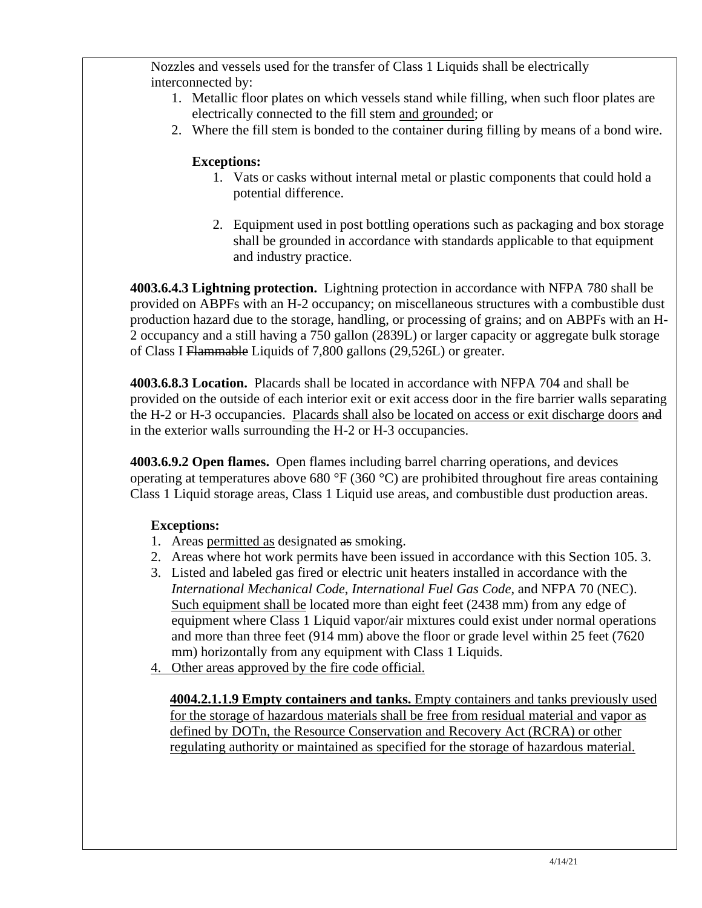Nozzles and vessels used for the transfer of Class 1 Liquids shall be electrically interconnected by:

1. Metallic floor plates on which vessels stand while filling, when such floor plates are electrically connected to the fill stem <u>and grounded</u>; or
2. Where the fill stem is bonded to the container during filling by means of a bond wire.

   **Exceptions:**

   1. Vats or casks without internal metal or plastic components that could hold a potential difference.
   2. Equipment used in post bottling operations such as packaging and box storage shall be grounded in accordance with standards applicable to that equipment and industry practice.

**4003.6.4.3 Lightning protection.** Lightning protection in accordance with NFPA 780 shall be provided on ABPFs with an H-2 occupancy; on miscellaneous structures with a combustible dust production hazard due to the storage, handling, or processing of grains; and on ABPFs with an H-2 occupancy and a still having a 750 gallon (2839L) or larger capacity or aggregate bulk storage of Class I ~~Flammable~~ Liquids of 7,800 gallons (29,526L) or greater.

**4003.6.8.3 Location.** Placards shall be located in accordance with NFPA 704 and shall be provided on the outside of each interior exit or exit access door in the fire barrier walls separating the H-2 or H-3 occupancies. <u>Placards shall also be located on access or exit discharge doors</u> ~~and~~ in the exterior walls surrounding the H-2 or H-3 occupancies.

**4003.6.9.2 Open flames.** Open flames including barrel charring operations, and devices operating at temperatures above 680 °F (360 °C) are prohibited throughout fire areas containing Class 1 Liquid storage areas, Class 1 Liquid use areas, and combustible dust production areas.

**Exceptions:**

1. Areas <u>permitted as</u> designated ~~as~~ smoking.
2. Areas where hot work permits have been issued in accordance with this Section 105. 3.
3. Listed and labeled gas fired or electric unit heaters installed in accordance with the *International Mechanical Code*, *International Fuel Gas Code*, and NFPA 70 (NEC). <u>Such equipment shall be</u> located more than eight feet (2438 mm) from any edge of equipment where Class 1 Liquid vapor/air mixtures could exist under normal operations and more than three feet (914 mm) above the floor or grade level within 25 feet (7620 mm) horizontally from any equipment with Class 1 Liquids.
4. <u>Other areas approved by the fire code official.</u>

<u>**4004.2.1.1.9 Empty containers and tanks.** Empty containers and tanks previously used for the storage of hazardous materials shall be free from residual material and vapor as defined by DOTn, the Resource Conservation and Recovery Act (RCRA) or other regulating authority or maintained as specified for the storage of hazardous material.</u>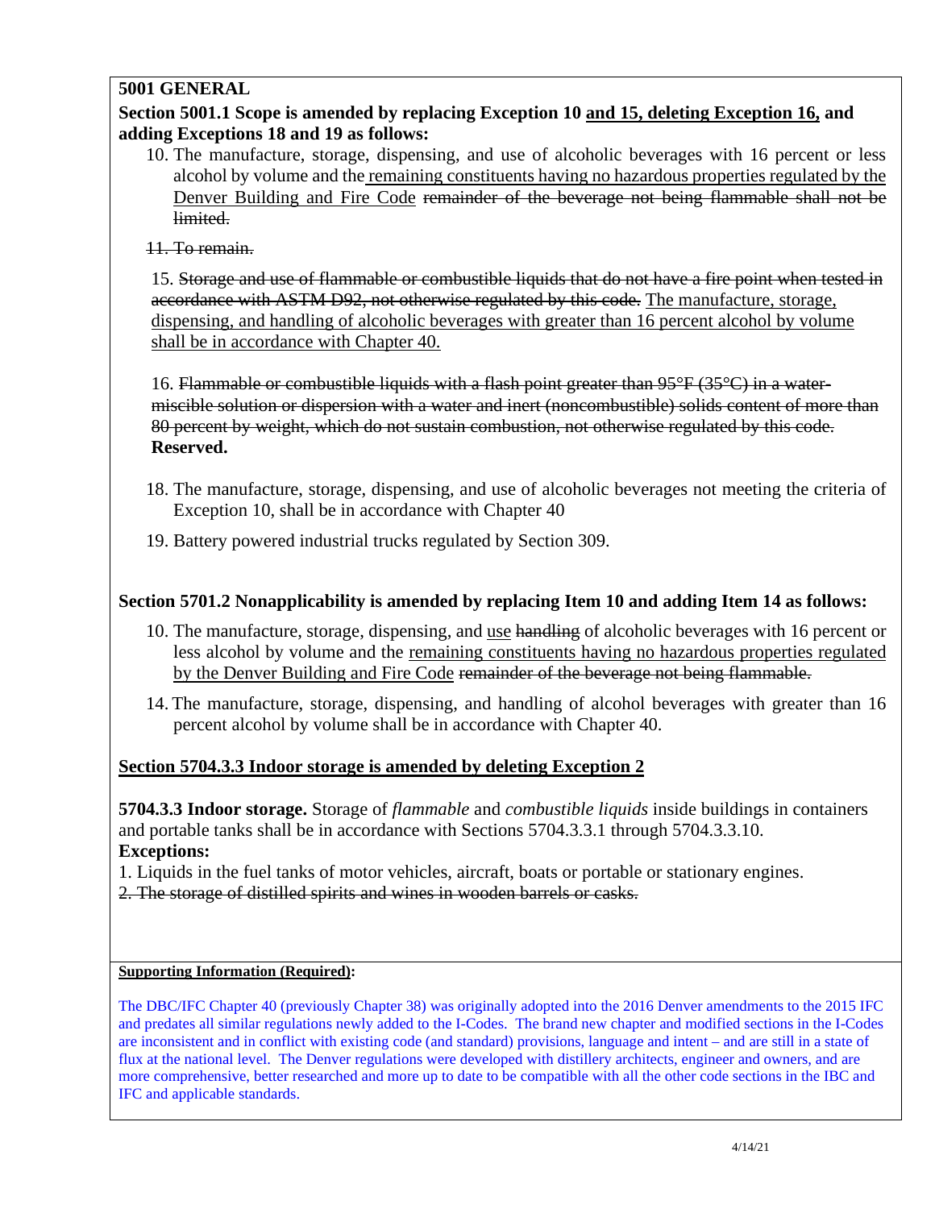**5001 GENERAL**

**Section 5001.1 Scope is amended by replacing Exception 10 <u>and 15, deleting Exception 16,</u> and adding Exceptions 18 and 19 as follows:**

10. The manufacture, storage, dispensing, and use of alcoholic beverages with 16 percent or less alcohol by volume and the <u>remaining constituents having no hazardous properties regulated by the Denver Building and Fire Code</u> ~~remainder of the beverage not being flammable shall not be limited.~~

~~11. To remain.~~

15. ~~Storage and use of flammable or combustible liquids that do not have a fire point when tested in accordance with ASTM D92, not otherwise regulated by this code.~~ <u>The manufacture, storage, dispensing, and handling of alcoholic beverages with greater than 16 percent alcohol by volume shall be in accordance with Chapter 40.</u>

16. ~~Flammable or combustible liquids with a flash point greater than 95°F (35°C) in a water-miscible solution or dispersion with a water and inert (noncombustible) solids content of more than 80 percent by weight, which do not sustain combustion, not otherwise regulated by this code.~~ **Reserved.**

18. The manufacture, storage, dispensing, and use of alcoholic beverages not meeting the criteria of Exception 10, shall be in accordance with Chapter 40

19. Battery powered industrial trucks regulated by Section 309.

**Section 5701.2 Nonapplicability is amended by replacing Item 10 and adding Item 14 as follows:**

10. The manufacture, storage, dispensing, and <u>use</u> ~~handling~~ of alcoholic beverages with 16 percent or less alcohol by volume and the <u>remaining constituents having no hazardous properties regulated by the Denver Building and Fire Code</u> ~~remainder of the beverage not being flammable.~~

14. The manufacture, storage, dispensing, and handling of alcohol beverages with greater than 16 percent alcohol by volume shall be in accordance with Chapter 40.

<u>**Section 5704.3.3 Indoor storage is amended by deleting Exception 2**</u>

**5704.3.3 Indoor storage.** Storage of *flammable* and *combustible liquids* inside buildings in containers and portable tanks shall be in accordance with Sections 5704.3.3.1 through 5704.3.3.10.

**Exceptions:**

1. Liquids in the fuel tanks of motor vehicles, aircraft, boats or portable or stationary engines.
2. ~~The storage of distilled spirits and wines in wooden barrels or casks.~~

<u>**Supporting Information (Required)**</u>**:**

The DBC/IFC Chapter 40 (previously Chapter 38) was originally adopted into the 2016 Denver amendments to the 2015 IFC and predates all similar regulations newly added to the I-Codes. The brand new chapter and modified sections in the I-Codes are inconsistent and in conflict with existing code (and standard) provisions, language and intent – and are still in a state of flux at the national level. The Denver regulations were developed with distillery architects, engineer and owners, and are more comprehensive, better researched and more up to date to be compatible with all the other code sections in the IBC and IFC and applicable standards.

4/14/21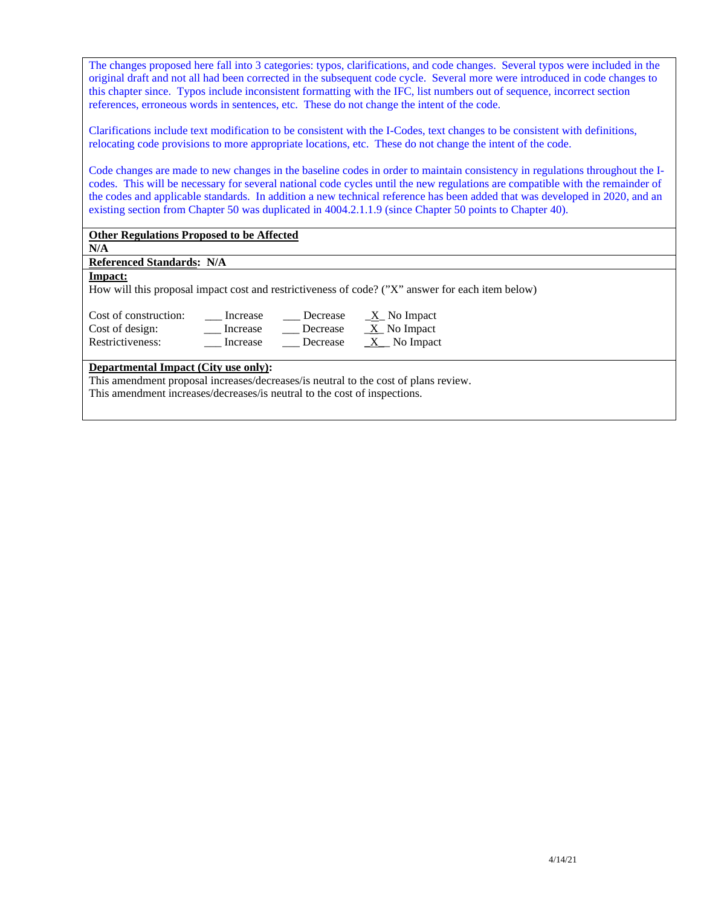The changes proposed here fall into 3 categories: typos, clarifications, and code changes. Several typos were included in the original draft and not all had been corrected in the subsequent code cycle. Several more were introduced in code changes to this chapter since. Typos include inconsistent formatting with the IFC, list numbers out of sequence, incorrect section references, erroneous words in sentences, etc. These do not change the intent of the code.

Clarifications include text modification to be consistent with the I-Codes, text changes to be consistent with definitions, relocating code provisions to more appropriate locations, etc. These do not change the intent of the code.

Code changes are made to new changes in the baseline codes in order to maintain consistency in regulations throughout the I-codes. This will be necessary for several national code cycles until the new regulations are compatible with the remainder of the codes and applicable standards. In addition a new technical reference has been added that was developed in 2020, and an existing section from Chapter 50 was duplicated in 4004.2.1.1.9 (since Chapter 50 points to Chapter 40).

**Other Regulations Proposed to be Affected**

**N/A**

**Referenced Standards: N/A**

**Impact:**

How will this proposal impact cost and restrictiveness of code? ("X" answer for each item below)

| | | | |
|---|---|---|---|
| Cost of construction: | ___ Increase | ___ Decrease | _X_ No Impact |
| Cost of design: | ___ Increase | ___ Decrease | _X_ No Impact |
| Restrictiveness: | ___ Increase | ___ Decrease | _X_ No Impact |

**Departmental Impact (City use only):**

This amendment proposal increases/decreases/is neutral to the cost of plans review.

This amendment increases/decreases/is neutral to the cost of inspections.

4/14/21